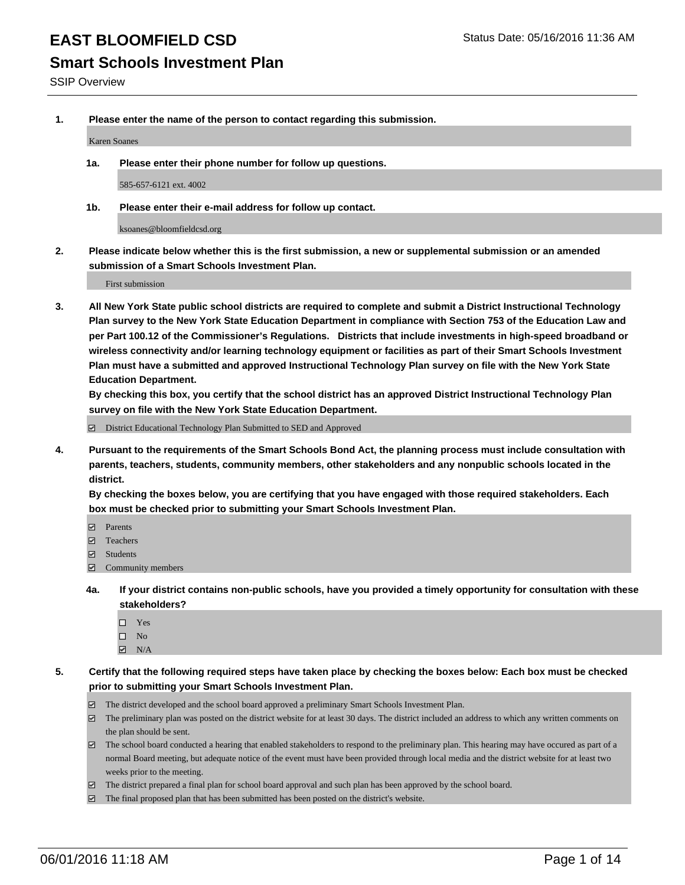# EAST BLOOMFIELD CSD

Status Date: 05/16/2016 11:36 AM

## Smart Schools Investment Plan

SSIP Overview

**1. Please enter the name of the person to contact regarding this submission.**

Karen Soanes

**1a. Please enter their phone number for follow up questions.**

585-657-6121 ext. 4002

**1b. Please enter their e-mail address for follow up contact.**

ksoanes@bloomfieldcsd.org

**2. Please indicate below whether this is the first submission, a new or supplemental submission or an amended submission of a Smart Schools Investment Plan.**

First submission

**3. All New York State public school districts are required to complete and submit a District Instructional Technology Plan survey to the New York State Education Department in compliance with Section 753 of the Education Law and per Part 100.12 of the Commissioner's Regulations. Districts that include investments in high-speed broadband or wireless connectivity and/or learning technology equipment or facilities as part of their Smart Schools Investment Plan must have a submitted and approved Instructional Technology Plan survey on file with the New York State Education Department.**
**By checking this box, you certify that the school district has an approved District Instructional Technology Plan survey on file with the New York State Education Department.**

- [x] District Educational Technology Plan Submitted to SED and Approved

**4. Pursuant to the requirements of the Smart Schools Bond Act, the planning process must include consultation with parents, teachers, students, community members, other stakeholders and any nonpublic schools located in the district.**
**By checking the boxes below, you are certifying that you have engaged with those required stakeholders. Each box must be checked prior to submitting your Smart Schools Investment Plan.**

- [x] Parents
- [x] Teachers
- [x] Students
- [x] Community members

**4a. If your district contains non-public schools, have you provided a timely opportunity for consultation with these stakeholders?**

- [ ] Yes
- [ ] No
- [x] N/A

**5. Certify that the following required steps have taken place by checking the boxes below: Each box must be checked prior to submitting your Smart Schools Investment Plan.**

- [x] The district developed and the school board approved a preliminary Smart Schools Investment Plan.
- [x] The preliminary plan was posted on the district website for at least 30 days. The district included an address to which any written comments on the plan should be sent.
- [x] The school board conducted a hearing that enabled stakeholders to respond to the preliminary plan. This hearing may have occured as part of a normal Board meeting, but adequate notice of the event must have been provided through local media and the district website for at least two weeks prior to the meeting.
- [x] The district prepared a final plan for school board approval and such plan has been approved by the school board.
- [x] The final proposed plan that has been submitted has been posted on the district's website.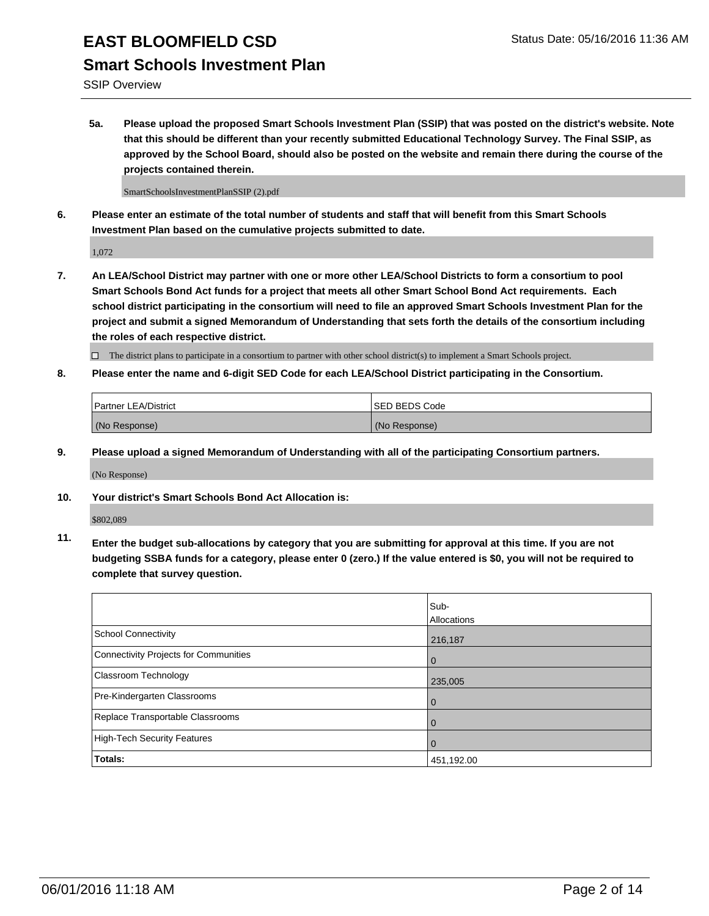# EAST BLOOMFIELD CSD

Status Date: 05/16/2016 11:36 AM

## Smart Schools Investment Plan

SSIP Overview

**5a. Please upload the proposed Smart Schools Investment Plan (SSIP) that was posted on the district's website. Note that this should be different than your recently submitted Educational Technology Survey. The Final SSIP, as approved by the School Board, should also be posted on the website and remain there during the course of the projects contained therein.**

SmartSchoolsInvestmentPlanSSIP (2).pdf

**6. Please enter an estimate of the total number of students and staff that will benefit from this Smart Schools Investment Plan based on the cumulative projects submitted to date.**

1,072

**7. An LEA/School District may partner with one or more other LEA/School Districts to form a consortium to pool Smart Schools Bond Act funds for a project that meets all other Smart School Bond Act requirements. Each school district participating in the consortium will need to file an approved Smart Schools Investment Plan for the project and submit a signed Memorandum of Understanding that sets forth the details of the consortium including the roles of each respective district.**

☐ The district plans to participate in a consortium to partner with other school district(s) to implement a Smart Schools project.

**8. Please enter the name and 6-digit SED Code for each LEA/School District participating in the Consortium.**

| Partner LEA/District | SED BEDS Code |
|---|---|
| (No Response) | (No Response) |

**9. Please upload a signed Memorandum of Understanding with all of the participating Consortium partners.**

(No Response)

**10. Your district's Smart Schools Bond Act Allocation is:**

$802,089

**11. Enter the budget sub-allocations by category that you are submitting for approval at this time. If you are not budgeting SSBA funds for a category, please enter 0 (zero.) If the value entered is $0, you will not be required to complete that survey question.**

| | Sub-Allocations |
|---|---|
| School Connectivity | 216,187 |
| Connectivity Projects for Communities | 0 |
| Classroom Technology | 235,005 |
| Pre-Kindergarten Classrooms | 0 |
| Replace Transportable Classrooms | 0 |
| High-Tech Security Features | 0 |
| **Totals:** | 451,192.00 |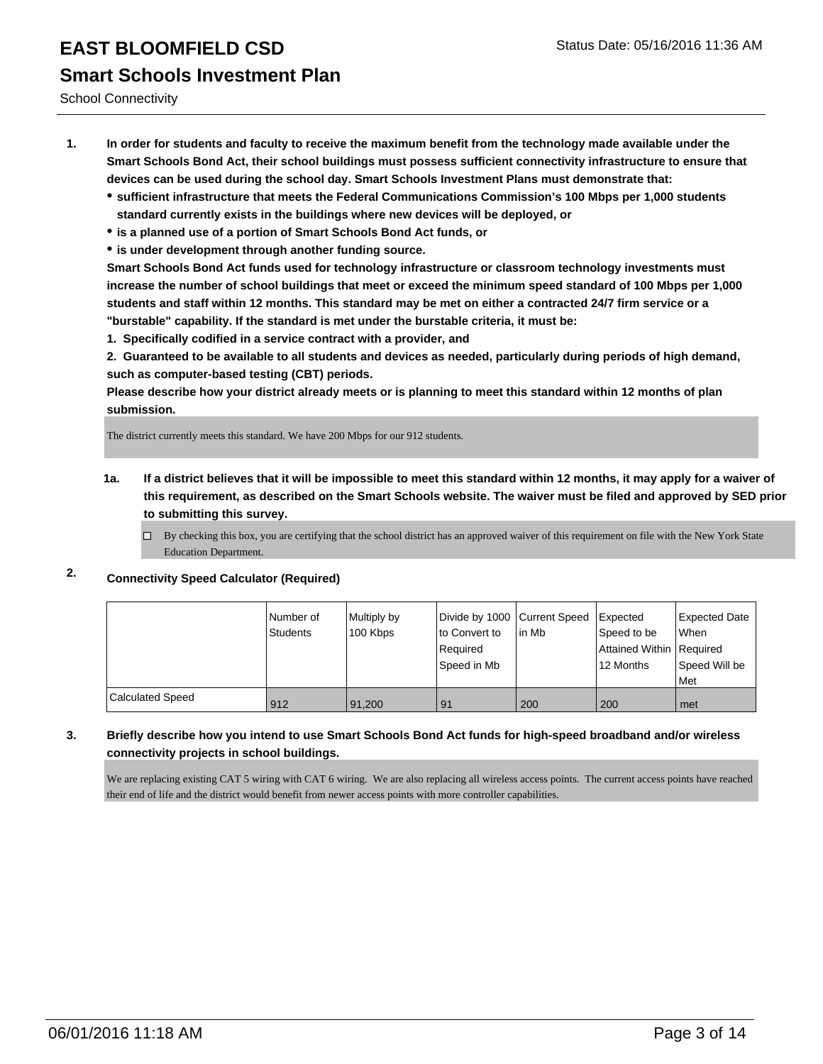# EAST BLOOMFIELD CSD

Status Date: 05/16/2016 11:36 AM

## Smart Schools Investment Plan

School Connectivity

1. **In order for students and faculty to receive the maximum benefit from the technology made available under the Smart Schools Bond Act, their school buildings must possess sufficient connectivity infrastructure to ensure that devices can be used during the school day. Smart Schools Investment Plans must demonstrate that:**
   - **sufficient infrastructure that meets the Federal Communications Commission's 100 Mbps per 1,000 students standard currently exists in the buildings where new devices will be deployed, or**
   - **is a planned use of a portion of Smart Schools Bond Act funds, or**
   - **is under development through another funding source.**

   **Smart Schools Bond Act funds used for technology infrastructure or classroom technology investments must increase the number of school buildings that meet or exceed the minimum speed standard of 100 Mbps per 1,000 students and staff within 12 months. This standard may be met on either a contracted 24/7 firm service or a "burstable" capability. If the standard is met under the burstable criteria, it must be:**

   **1. Specifically codified in a service contract with a provider, and**

   **2. Guaranteed to be available to all students and devices as needed, particularly during periods of high demand, such as computer-based testing (CBT) periods.**

   **Please describe how your district already meets or is planning to meet this standard within 12 months of plan submission.**

   The district currently meets this standard. We have 200 Mbps for our 912 students.

   1a. **If a district believes that it will be impossible to meet this standard within 12 months, it may apply for a waiver of this requirement, as described on the Smart Schools website. The waiver must be filed and approved by SED prior to submitting this survey.**

   ☐ By checking this box, you are certifying that the school district has an approved waiver of this requirement on file with the New York State Education Department.

2. **Connectivity Speed Calculator (Required)**

| | Number of Students | Multiply by 100 Kbps | Divide by 1000 to Convert to Required Speed in Mb | Current Speed in Mb | Expected Speed to be Attained Within 12 Months | Expected Date When Required Speed Will be Met |
|---|---|---|---|---|---|---|
| Calculated Speed | 912 | 91,200 | 91 | 200 | 200 | met |

3. **Briefly describe how you intend to use Smart Schools Bond Act funds for high-speed broadband and/or wireless connectivity projects in school buildings.**

   We are replacing existing CAT 5 wiring with CAT 6 wiring. We are also replacing all wireless access points. The current access points have reached their end of life and the district would benefit from newer access points with more controller capabilities.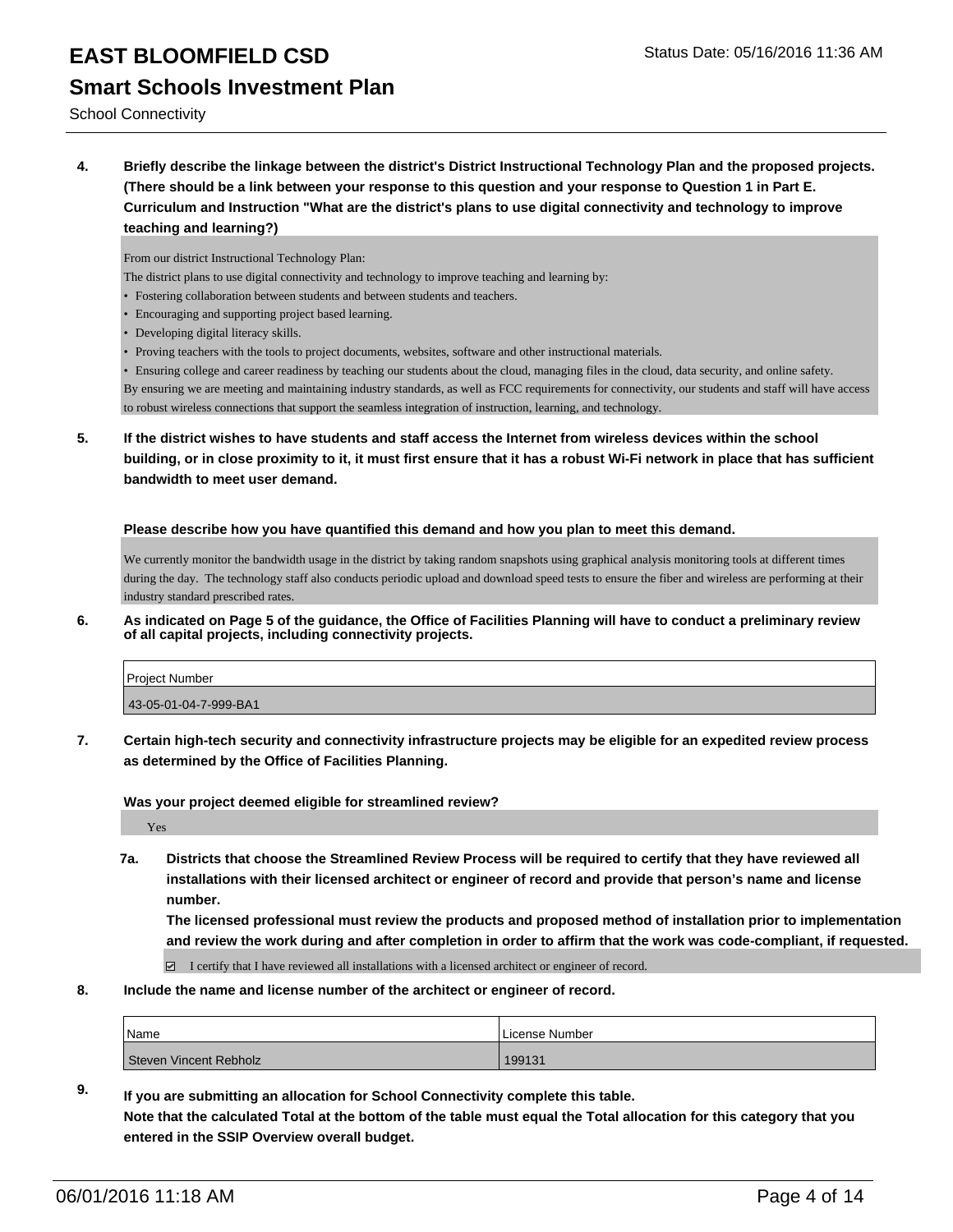# EAST BLOOMFIELD CSD

Status Date: 05/16/2016 11:36 AM

## Smart Schools Investment Plan

School Connectivity

**4. Briefly describe the linkage between the district's District Instructional Technology Plan and the proposed projects. (There should be a link between your response to this question and your response to Question 1 in Part E. Curriculum and Instruction "What are the district's plans to use digital connectivity and technology to improve teaching and learning?)**

From our district Instructional Technology Plan:

The district plans to use digital connectivity and technology to improve teaching and learning by:

- Fostering collaboration between students and between students and teachers.
- Encouraging and supporting project based learning.
- Developing digital literacy skills.
- Proving teachers with the tools to project documents, websites, software and other instructional materials.
- Ensuring college and career readiness by teaching our students about the cloud, managing files in the cloud, data security, and online safety.

By ensuring we are meeting and maintaining industry standards, as well as FCC requirements for connectivity, our students and staff will have access to robust wireless connections that support the seamless integration of instruction, learning, and technology.

**5. If the district wishes to have students and staff access the Internet from wireless devices within the school building, or in close proximity to it, it must first ensure that it has a robust Wi-Fi network in place that has sufficient bandwidth to meet user demand.**

**Please describe how you have quantified this demand and how you plan to meet this demand.**

We currently monitor the bandwidth usage in the district by taking random snapshots using graphical analysis monitoring tools at different times during the day. The technology staff also conducts periodic upload and download speed tests to ensure the fiber and wireless are performing at their industry standard prescribed rates.

**6. As indicated on Page 5 of the guidance, the Office of Facilities Planning will have to conduct a preliminary review of all capital projects, including connectivity projects.**

| Project Number |
|---|
| 43-05-01-04-7-999-BA1 |

**7. Certain high-tech security and connectivity infrastructure projects may be eligible for an expedited review process as determined by the Office of Facilities Planning.**

**Was your project deemed eligible for streamlined review?**

Yes

**7a. Districts that choose the Streamlined Review Process will be required to certify that they have reviewed all installations with their licensed architect or engineer of record and provide that person's name and license number.**
**The licensed professional must review the products and proposed method of installation prior to implementation and review the work during and after completion in order to affirm that the work was code-compliant, if requested.**

☑ I certify that I have reviewed all installations with a licensed architect or engineer of record.

**8. Include the name and license number of the architect or engineer of record.**

| Name | License Number |
|---|---|
| Steven Vincent Rebholz | 199131 |

**9. If you are submitting an allocation for School Connectivity complete this table.**
**Note that the calculated Total at the bottom of the table must equal the Total allocation for this category that you entered in the SSIP Overview overall budget.**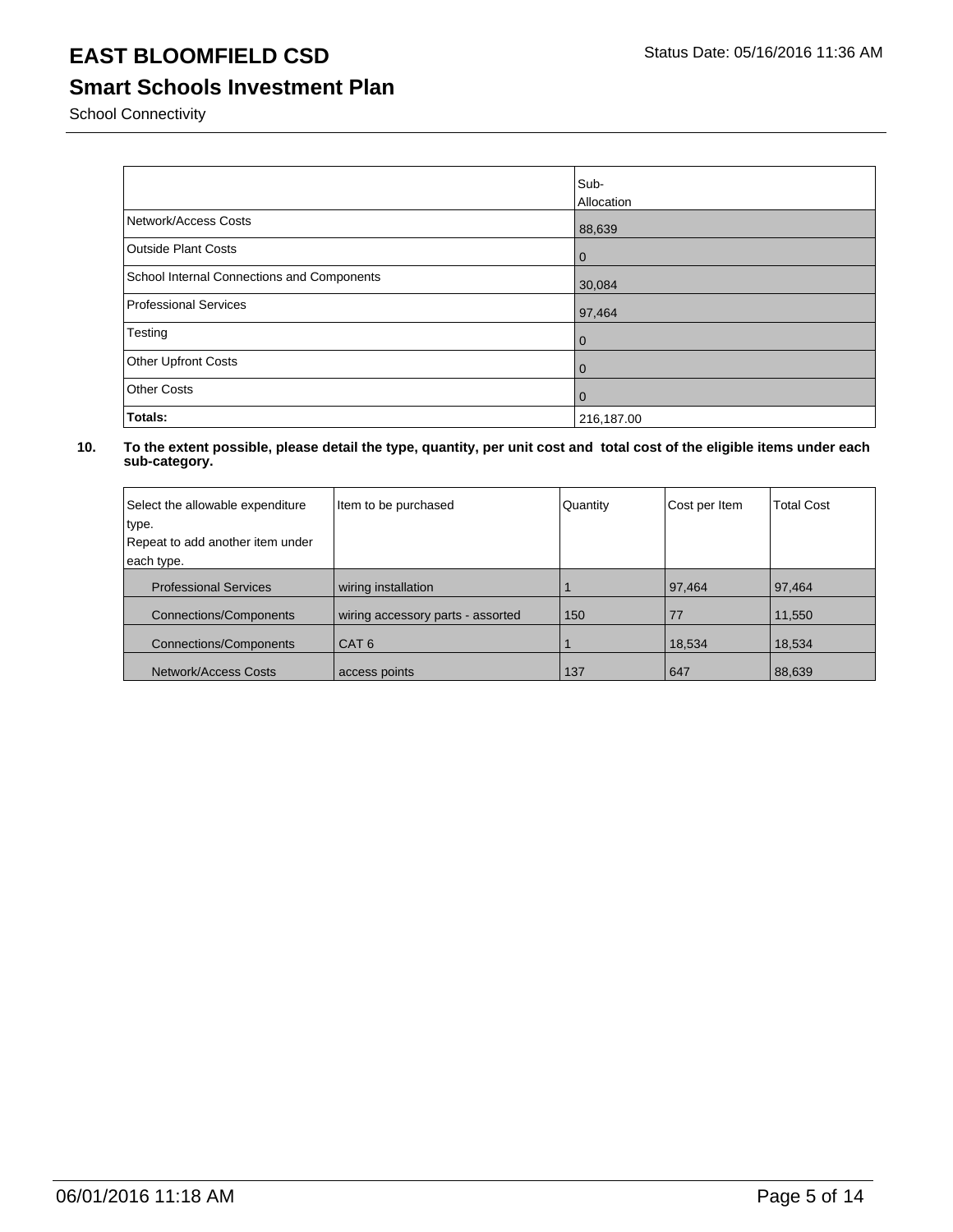School Connectivity

|  | Sub-Allocation |
|---|---|
| Network/Access Costs | 88,639 |
| Outside Plant Costs | 0 |
| School Internal Connections and Components | 30,084 |
| Professional Services | 97,464 |
| Testing | 0 |
| Other Upfront Costs | 0 |
| Other Costs | 0 |
| **Totals:** | 216,187.00 |

**10. To the extent possible, please detail the type, quantity, per unit cost and total cost of the eligible items under each sub-category.**

| Select the allowable expenditure type. Repeat to add another item under each type. | Item to be purchased | Quantity | Cost per Item | Total Cost |
|---|---|---|---|---|
| Professional Services | wiring installation | 1 | 97,464 | 97,464 |
| Connections/Components | wiring accessory parts - assorted | 150 | 77 | 11,550 |
| Connections/Components | CAT 6 | 1 | 18,534 | 18,534 |
| Network/Access Costs | access points | 137 | 647 | 88,639 |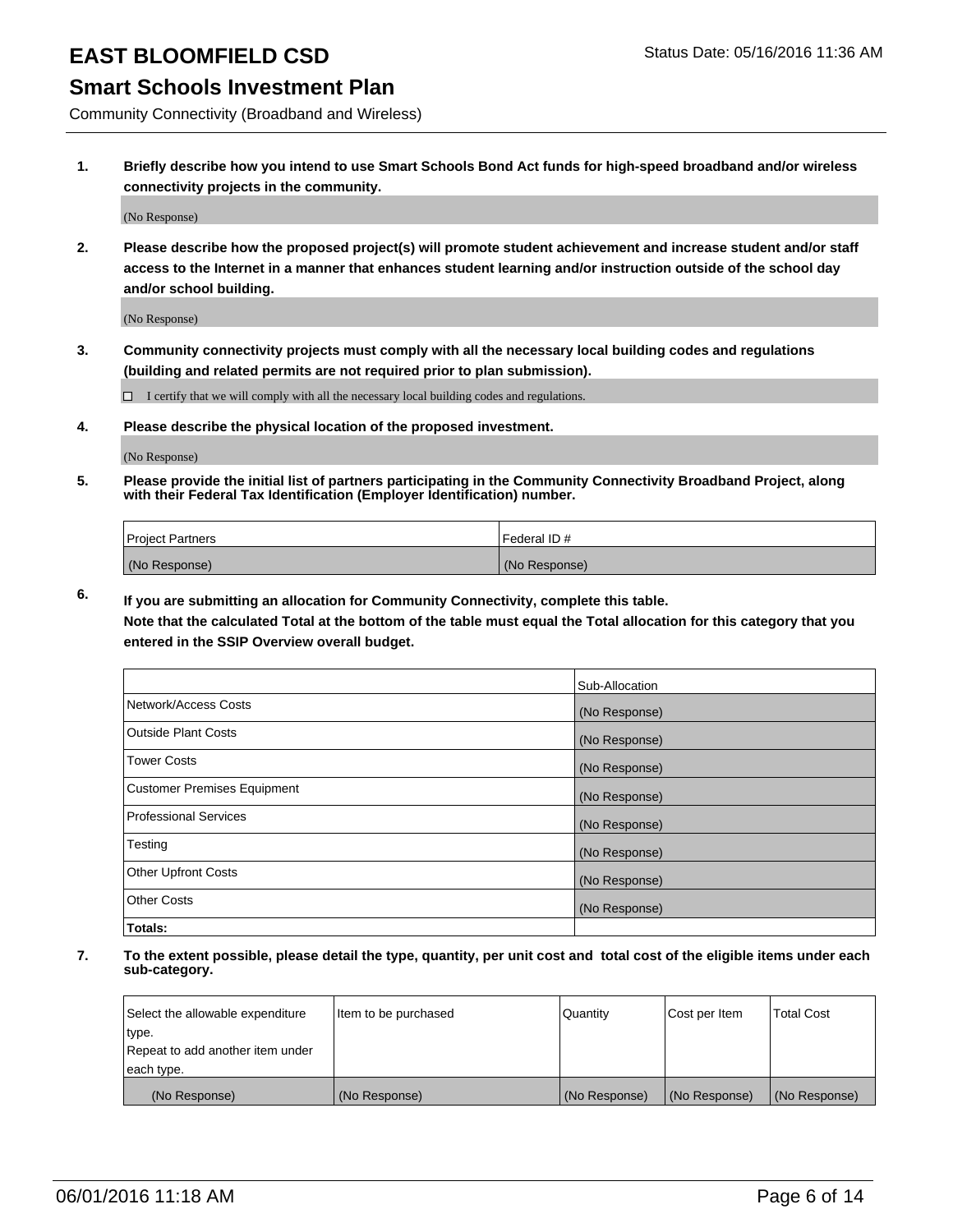# EAST BLOOMFIELD CSD

Status Date: 05/16/2016 11:36 AM

## Smart Schools Investment Plan

Community Connectivity (Broadband and Wireless)

**1. Briefly describe how you intend to use Smart Schools Bond Act funds for high-speed broadband and/or wireless connectivity projects in the community.**

(No Response)

**2. Please describe how the proposed project(s) will promote student achievement and increase student and/or staff access to the Internet in a manner that enhances student learning and/or instruction outside of the school day and/or school building.**

(No Response)

**3. Community connectivity projects must comply with all the necessary local building codes and regulations (building and related permits are not required prior to plan submission).**

☐ I certify that we will comply with all the necessary local building codes and regulations.

**4. Please describe the physical location of the proposed investment.**

(No Response)

**5. Please provide the initial list of partners participating in the Community Connectivity Broadband Project, along with their Federal Tax Identification (Employer Identification) number.**

| Project Partners | Federal ID # |
|---|---|
| (No Response) | (No Response) |

**6. If you are submitting an allocation for Community Connectivity, complete this table. Note that the calculated Total at the bottom of the table must equal the Total allocation for this category that you entered in the SSIP Overview overall budget.**

| | Sub-Allocation |
|---|---|
| Network/Access Costs | (No Response) |
| Outside Plant Costs | (No Response) |
| Tower Costs | (No Response) |
| Customer Premises Equipment | (No Response) |
| Professional Services | (No Response) |
| Testing | (No Response) |
| Other Upfront Costs | (No Response) |
| Other Costs | (No Response) |
| **Totals:** | |

**7. To the extent possible, please detail the type, quantity, per unit cost and total cost of the eligible items under each sub-category.**

| Select the allowable expenditure type. Repeat to add another item under each type. | Item to be purchased | Quantity | Cost per Item | Total Cost |
|---|---|---|---|---|
| (No Response) | (No Response) | (No Response) | (No Response) | (No Response) |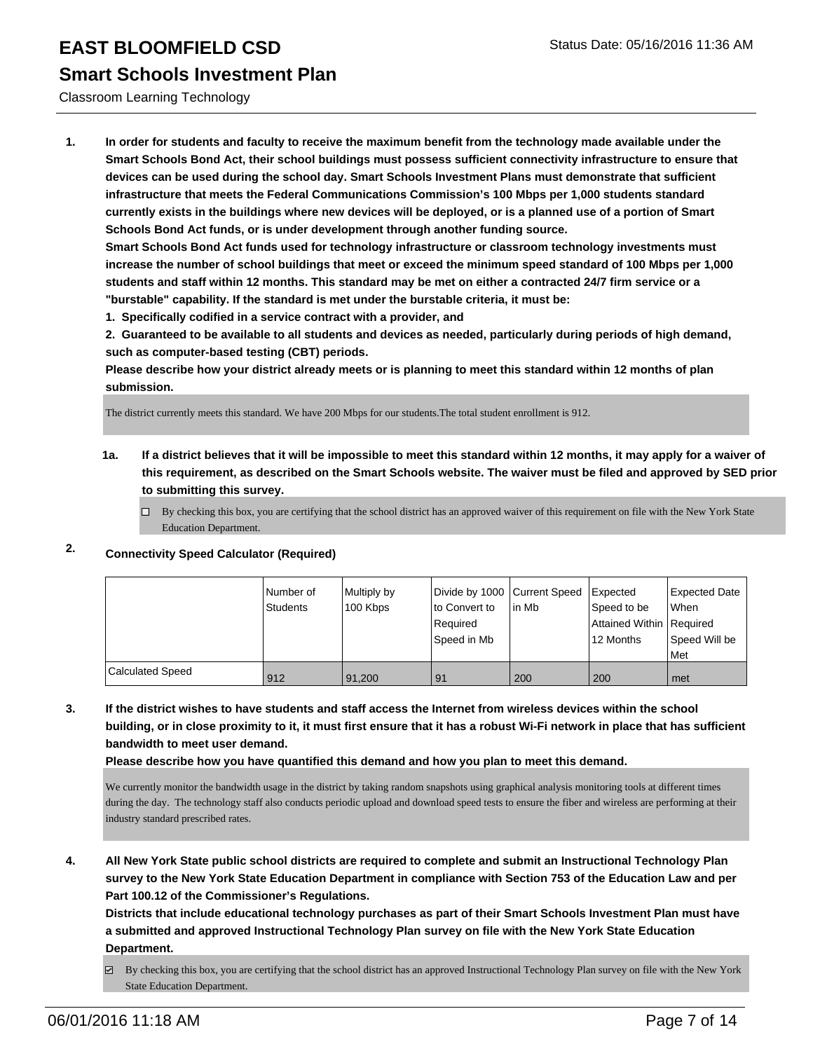# EAST BLOOMFIELD CSD

## Smart Schools Investment Plan

Classroom Learning Technology

1. **In order for students and faculty to receive the maximum benefit from the technology made available under the Smart Schools Bond Act, their school buildings must possess sufficient connectivity infrastructure to ensure that devices can be used during the school day. Smart Schools Investment Plans must demonstrate that sufficient infrastructure that meets the Federal Communications Commission's 100 Mbps per 1,000 students standard currently exists in the buildings where new devices will be deployed, or is a planned use of a portion of Smart Schools Bond Act funds, or is under development through another funding source.**

   **Smart Schools Bond Act funds used for technology infrastructure or classroom technology investments must increase the number of school buildings that meet or exceed the minimum speed standard of 100 Mbps per 1,000 students and staff within 12 months. This standard may be met on either a contracted 24/7 firm service or a "burstable" capability. If the standard is met under the burstable criteria, it must be:**

   **1. Specifically codified in a service contract with a provider, and**

   **2. Guaranteed to be available to all students and devices as needed, particularly during periods of high demand, such as computer-based testing (CBT) periods.**

   **Please describe how your district already meets or is planning to meet this standard within 12 months of plan submission.**

   The district currently meets this standard. We have 200 Mbps for our students.The total student enrollment is 912.

   **1a. If a district believes that it will be impossible to meet this standard within 12 months, it may apply for a waiver of this requirement, as described on the Smart Schools website. The waiver must be filed and approved by SED prior to submitting this survey.**

   ☐ By checking this box, you are certifying that the school district has an approved waiver of this requirement on file with the New York State Education Department.

2. **Connectivity Speed Calculator (Required)**

|  | Number of Students | Multiply by 100 Kbps | Divide by 1000 to Convert to Required Speed in Mb | Current Speed in Mb | Expected Speed to be Attained Within 12 Months | Expected Date When Required Speed Will be Met |
|---|---|---|---|---|---|---|
| Calculated Speed | 912 | 91,200 | 91 | 200 | 200 | met |

3. **If the district wishes to have students and staff access the Internet from wireless devices within the school building, or in close proximity to it, it must first ensure that it has a robust Wi-Fi network in place that has sufficient bandwidth to meet user demand.**

   **Please describe how you have quantified this demand and how you plan to meet this demand.**

   We currently monitor the bandwidth usage in the district by taking random snapshots using graphical analysis monitoring tools at different times during the day. The technology staff also conducts periodic upload and download speed tests to ensure the fiber and wireless are performing at their industry standard prescribed rates.

4. **All New York State public school districts are required to complete and submit an Instructional Technology Plan survey to the New York State Education Department in compliance with Section 753 of the Education Law and per Part 100.12 of the Commissioner's Regulations.**

   **Districts that include educational technology purchases as part of their Smart Schools Investment Plan must have a submitted and approved Instructional Technology Plan survey on file with the New York State Education Department.**

   ☑ By checking this box, you are certifying that the school district has an approved Instructional Technology Plan survey on file with the New York State Education Department.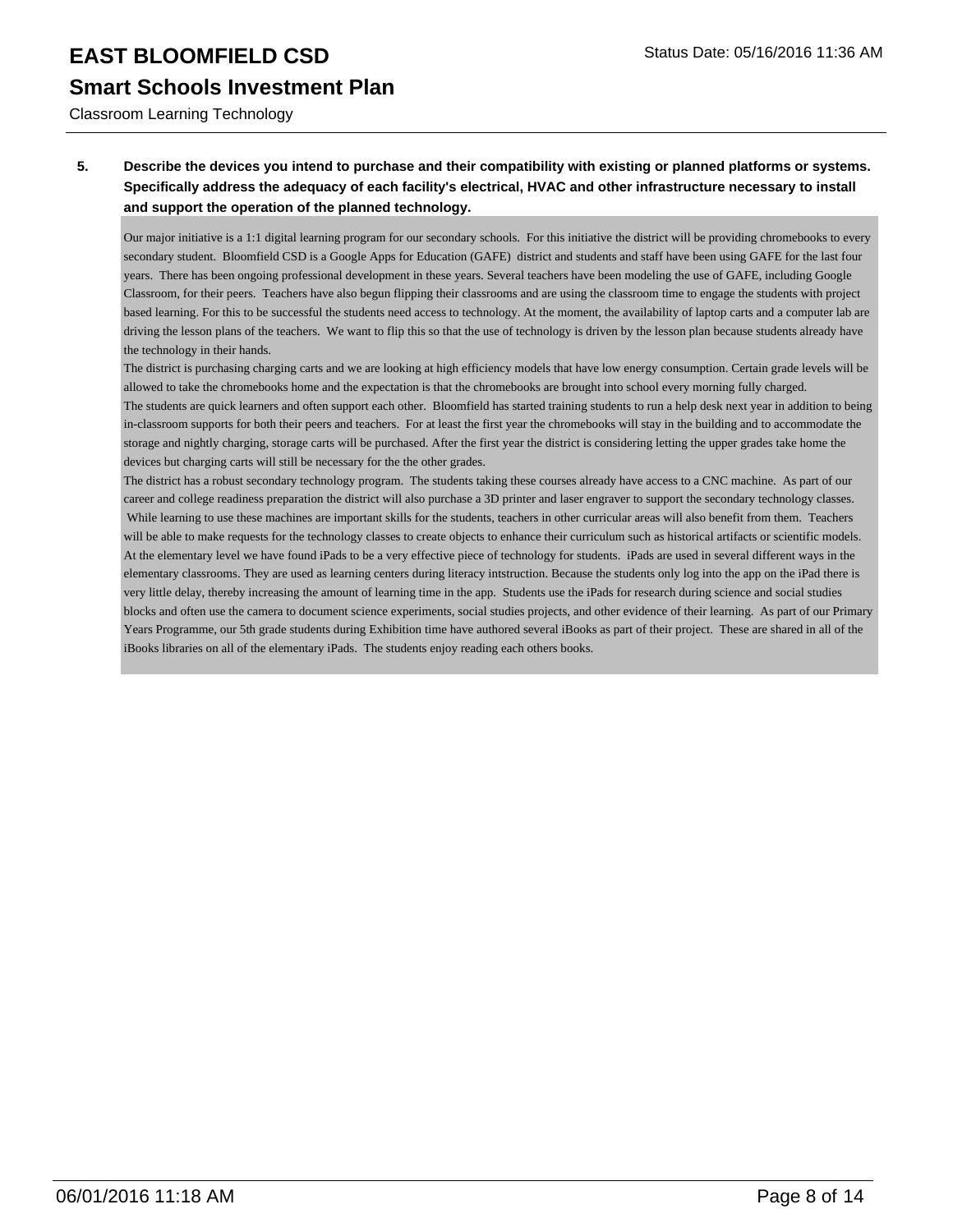**5. Describe the devices you intend to purchase and their compatibility with existing or planned platforms or systems. Specifically address the adequacy of each facility's electrical, HVAC and other infrastructure necessary to install and support the operation of the planned technology.**

Our major initiative is a 1:1 digital learning program for our secondary schools. For this initiative the district will be providing chromebooks to every secondary student. Bloomfield CSD is a Google Apps for Education (GAFE) district and students and staff have been using GAFE for the last four years. There has been ongoing professional development in these years. Several teachers have been modeling the use of GAFE, including Google Classroom, for their peers. Teachers have also begun flipping their classrooms and are using the classroom time to engage the students with project based learning. For this to be successful the students need access to technology. At the moment, the availability of laptop carts and a computer lab are driving the lesson plans of the teachers. We want to flip this so that the use of technology is driven by the lesson plan because students already have the technology in their hands.

The district is purchasing charging carts and we are looking at high efficiency models that have low energy consumption. Certain grade levels will be allowed to take the chromebooks home and the expectation is that the chromebooks are brought into school every morning fully charged.

The students are quick learners and often support each other. Bloomfield has started training students to run a help desk next year in addition to being in-classroom supports for both their peers and teachers. For at least the first year the chromebooks will stay in the building and to accommodate the storage and nightly charging, storage carts will be purchased. After the first year the district is considering letting the upper grades take home the devices but charging carts will still be necessary for the the other grades.

The district has a robust secondary technology program. The students taking these courses already have access to a CNC machine. As part of our career and college readiness preparation the district will also purchase a 3D printer and laser engraver to support the secondary technology classes. While learning to use these machines are important skills for the students, teachers in other curricular areas will also benefit from them. Teachers will be able to make requests for the technology classes to create objects to enhance their curriculum such as historical artifacts or scientific models.

At the elementary level we have found iPads to be a very effective piece of technology for students. iPads are used in several different ways in the elementary classrooms. They are used as learning centers during literacy intstruction. Because the students only log into the app on the iPad there is very little delay, thereby increasing the amount of learning time in the app. Students use the iPads for research during science and social studies blocks and often use the camera to document science experiments, social studies projects, and other evidence of their learning. As part of our Primary Years Programme, our 5th grade students during Exhibition time have authored several iBooks as part of their project. These are shared in all of the iBooks libraries on all of the elementary iPads. The students enjoy reading each others books.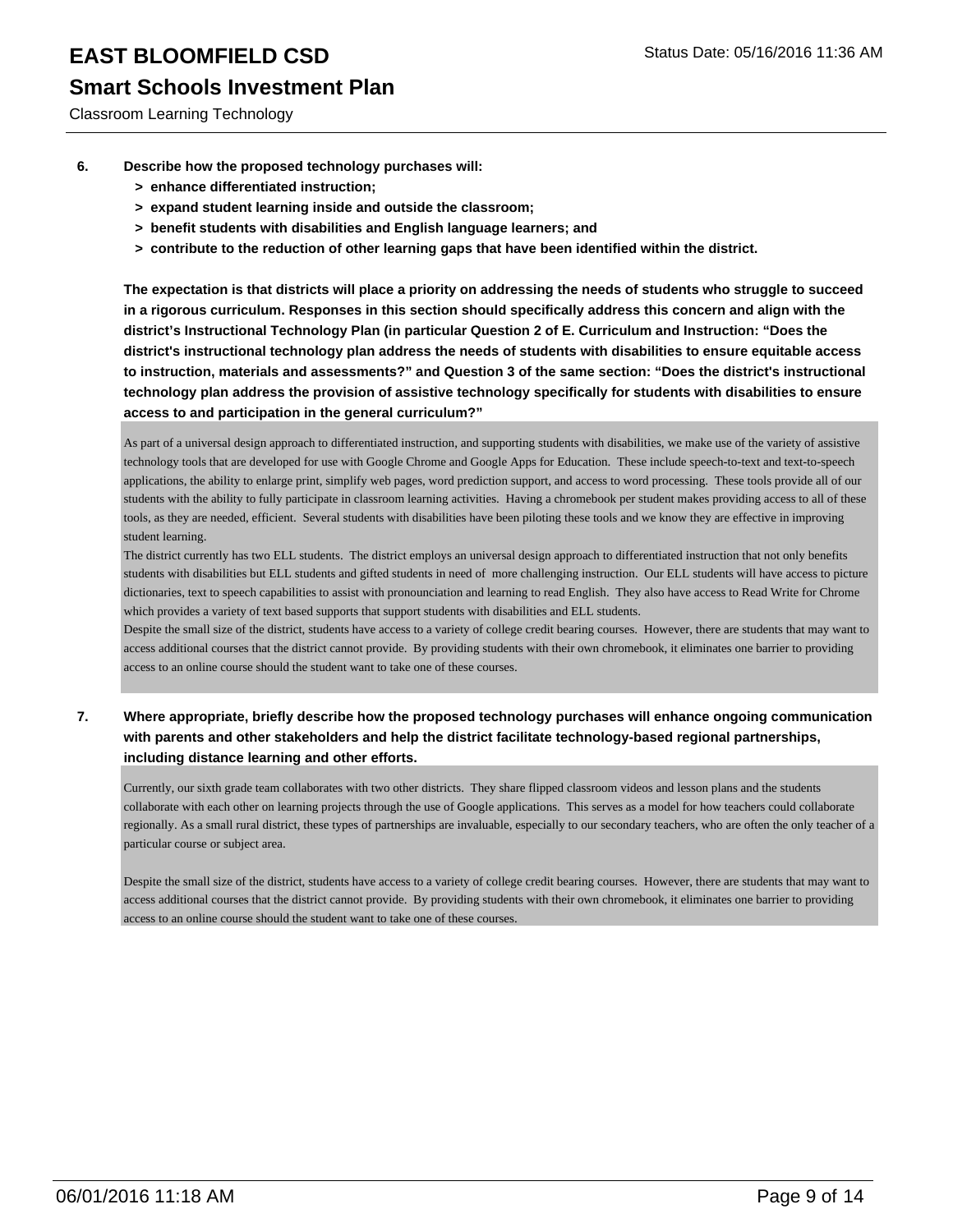**6. Describe how the proposed technology purchases will:**

- **> enhance differentiated instruction;**
- **> expand student learning inside and outside the classroom;**
- **> benefit students with disabilities and English language learners; and**
- **> contribute to the reduction of other learning gaps that have been identified within the district.**

**The expectation is that districts will place a priority on addressing the needs of students who struggle to succeed in a rigorous curriculum. Responses in this section should specifically address this concern and align with the district's Instructional Technology Plan (in particular Question 2 of E. Curriculum and Instruction: "Does the district's instructional technology plan address the needs of students with disabilities to ensure equitable access to instruction, materials and assessments?" and Question 3 of the same section: "Does the district's instructional technology plan address the provision of assistive technology specifically for students with disabilities to ensure access to and participation in the general curriculum?"**

As part of a universal design approach to differentiated instruction, and supporting students with disabilities, we make use of the variety of assistive technology tools that are developed for use with Google Chrome and Google Apps for Education. These include speech-to-text and text-to-speech applications, the ability to enlarge print, simplify web pages, word prediction support, and access to word processing. These tools provide all of our students with the ability to fully participate in classroom learning activities. Having a chromebook per student makes providing access to all of these tools, as they are needed, efficient. Several students with disabilities have been piloting these tools and we know they are effective in improving student learning.
The district currently has two ELL students. The district employs an universal design approach to differentiated instruction that not only benefits students with disabilities but ELL students and gifted students in need of more challenging instruction. Our ELL students will have access to picture dictionaries, text to speech capabilities to assist with pronounciation and learning to read English. They also have access to Read Write for Chrome which provides a variety of text based supports that support students with disabilities and ELL students.
Despite the small size of the district, students have access to a variety of college credit bearing courses. However, there are students that may want to access additional courses that the district cannot provide. By providing students with their own chromebook, it eliminates one barrier to providing access to an online course should the student want to take one of these courses.

**7. Where appropriate, briefly describe how the proposed technology purchases will enhance ongoing communication with parents and other stakeholders and help the district facilitate technology-based regional partnerships, including distance learning and other efforts.**

Currently, our sixth grade team collaborates with two other districts. They share flipped classroom videos and lesson plans and the students collaborate with each other on learning projects through the use of Google applications. This serves as a model for how teachers could collaborate regionally. As a small rural district, these types of partnerships are invaluable, especially to our secondary teachers, who are often the only teacher of a particular course or subject area.

Despite the small size of the district, students have access to a variety of college credit bearing courses. However, there are students that may want to access additional courses that the district cannot provide. By providing students with their own chromebook, it eliminates one barrier to providing access to an online course should the student want to take one of these courses.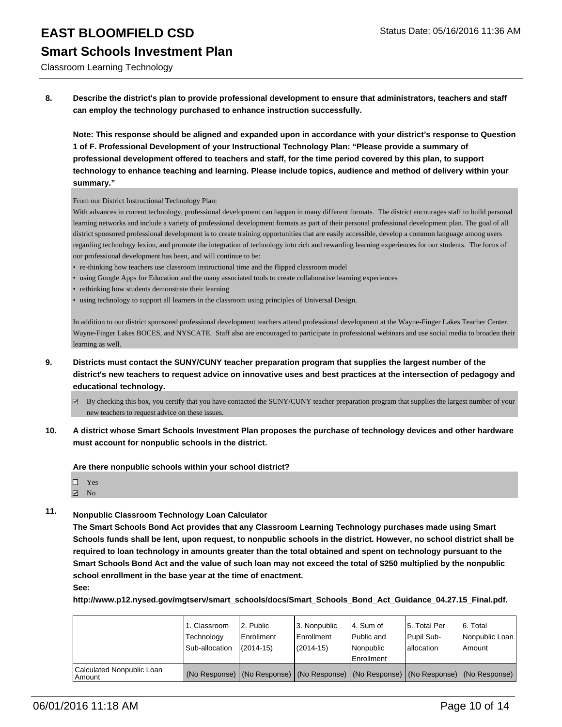**8. Describe the district's plan to provide professional development to ensure that administrators, teachers and staff can employ the technology purchased to enhance instruction successfully.**

**Note: This response should be aligned and expanded upon in accordance with your district's response to Question 1 of F. Professional Development of your Instructional Technology Plan: "Please provide a summary of professional development offered to teachers and staff, for the time period covered by this plan, to support technology to enhance teaching and learning. Please include topics, audience and method of delivery within your summary."**

From our District Instructional Technology Plan:

With advances in current technology, professional development can happen in many different formats. The district encourages staff to build personal learning networks and include a variety of professional development formats as part of their personal professional development plan. The goal of all district sponsored professional development is to create training opportunities that are easily accessible, develop a common language among users regarding technology lexion, and promote the integration of technology into rich and rewarding learning experiences for our students. The focus of our professional development has been, and will continue to be:

- re-thinking how teachers use classroom instructional time and the flipped classroom model
- using Google Apps for Education and the many associated tools to create collaborative learning experiences
- rethinking how students demonstrate their learning
- using technology to support all learners in the classroom using principles of Universal Design.

In addition to our district sponsored professional development teachers attend professional development at the Wayne-Finger Lakes Teacher Center, Wayne-Finger Lakes BOCES, and NYSCATE. Staff also are encouraged to participate in professional webinars and use social media to broaden their learning as well.

**9. Districts must contact the SUNY/CUNY teacher preparation program that supplies the largest number of the district's new teachers to request advice on innovative uses and best practices at the intersection of pedagogy and educational technology.**

☑ By checking this box, you certify that you have contacted the SUNY/CUNY teacher preparation program that supplies the largest number of your new teachers to request advice on these issues.

**10. A district whose Smart Schools Investment Plan proposes the purchase of technology devices and other hardware must account for nonpublic schools in the district.**

**Are there nonpublic schools within your school district?**

☐ Yes
☑ No

**11. Nonpublic Classroom Technology Loan Calculator**
**The Smart Schools Bond Act provides that any Classroom Learning Technology purchases made using Smart Schools funds shall be lent, upon request, to nonpublic schools in the district. However, no school district shall be required to loan technology in amounts greater than the total obtained and spent on technology pursuant to the Smart Schools Bond Act and the value of such loan may not exceed the total of $250 multiplied by the nonpublic school enrollment in the base year at the time of enactment.**
**See:**
**http://www.p12.nysed.gov/mgtserv/smart_schools/docs/Smart_Schools_Bond_Act_Guidance_04.27.15_Final.pdf.**

| | 1. Classroom Technology Sub-allocation | 2. Public Enrollment (2014-15) | 3. Nonpublic Enrollment (2014-15) | 4. Sum of Public and Nonpublic Enrollment | 5. Total Per Pupil Sub-allocation | 6. Total Nonpublic Loan Amount |
|---|---|---|---|---|---|---|
| Calculated Nonpublic Loan Amount | (No Response) | (No Response) | (No Response) | (No Response) | (No Response) | (No Response) |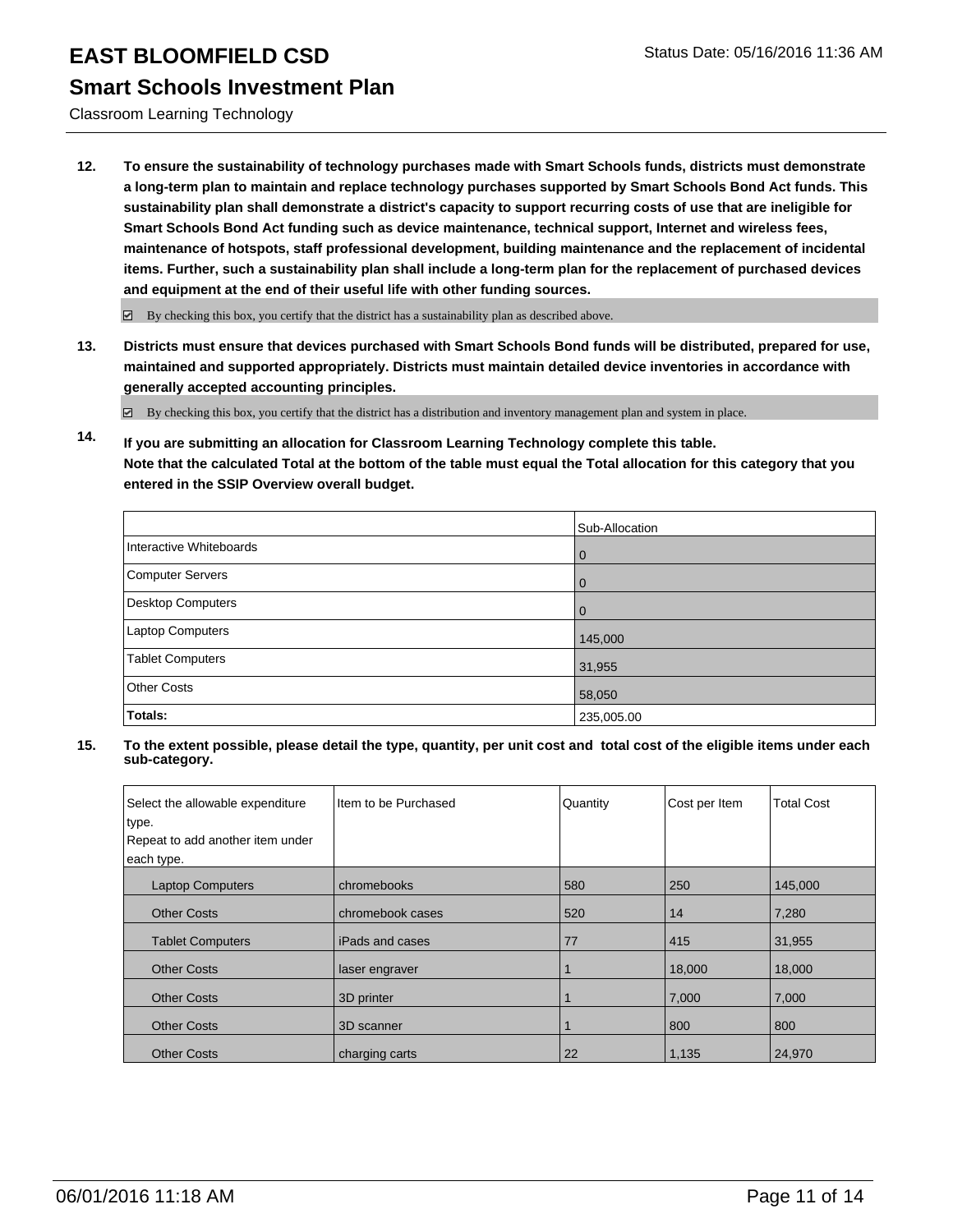# EAST BLOOMFIELD CSD

Status Date: 05/16/2016 11:36 AM

## Smart Schools Investment Plan

Classroom Learning Technology

**12. To ensure the sustainability of technology purchases made with Smart Schools funds, districts must demonstrate a long-term plan to maintain and replace technology purchases supported by Smart Schools Bond Act funds. This sustainability plan shall demonstrate a district's capacity to support recurring costs of use that are ineligible for Smart Schools Bond Act funding such as device maintenance, technical support, Internet and wireless fees, maintenance of hotspots, staff professional development, building maintenance and the replacement of incidental items. Further, such a sustainability plan shall include a long-term plan for the replacement of purchased devices and equipment at the end of their useful life with other funding sources.**

☑ By checking this box, you certify that the district has a sustainability plan as described above.

**13. Districts must ensure that devices purchased with Smart Schools Bond funds will be distributed, prepared for use, maintained and supported appropriately. Districts must maintain detailed device inventories in accordance with generally accepted accounting principles.**

☑ By checking this box, you certify that the district has a distribution and inventory management plan and system in place.

**14. If you are submitting an allocation for Classroom Learning Technology complete this table. Note that the calculated Total at the bottom of the table must equal the Total allocation for this category that you entered in the SSIP Overview overall budget.**

| | Sub-Allocation |
|---|---|
| Interactive Whiteboards | 0 |
| Computer Servers | 0 |
| Desktop Computers | 0 |
| Laptop Computers | 145,000 |
| Tablet Computers | 31,955 |
| Other Costs | 58,050 |
| **Totals:** | 235,005.00 |

**15. To the extent possible, please detail the type, quantity, per unit cost and total cost of the eligible items under each sub-category.**

| Select the allowable expenditure type. Repeat to add another item under each type. | Item to be Purchased | Quantity | Cost per Item | Total Cost |
|---|---|---|---|---|
| Laptop Computers | chromebooks | 580 | 250 | 145,000 |
| Other Costs | chromebook cases | 520 | 14 | 7,280 |
| Tablet Computers | iPads and cases | 77 | 415 | 31,955 |
| Other Costs | laser engraver | 1 | 18,000 | 18,000 |
| Other Costs | 3D printer | 1 | 7,000 | 7,000 |
| Other Costs | 3D scanner | 1 | 800 | 800 |
| Other Costs | charging carts | 22 | 1,135 | 24,970 |

06/01/2016 11:18 AM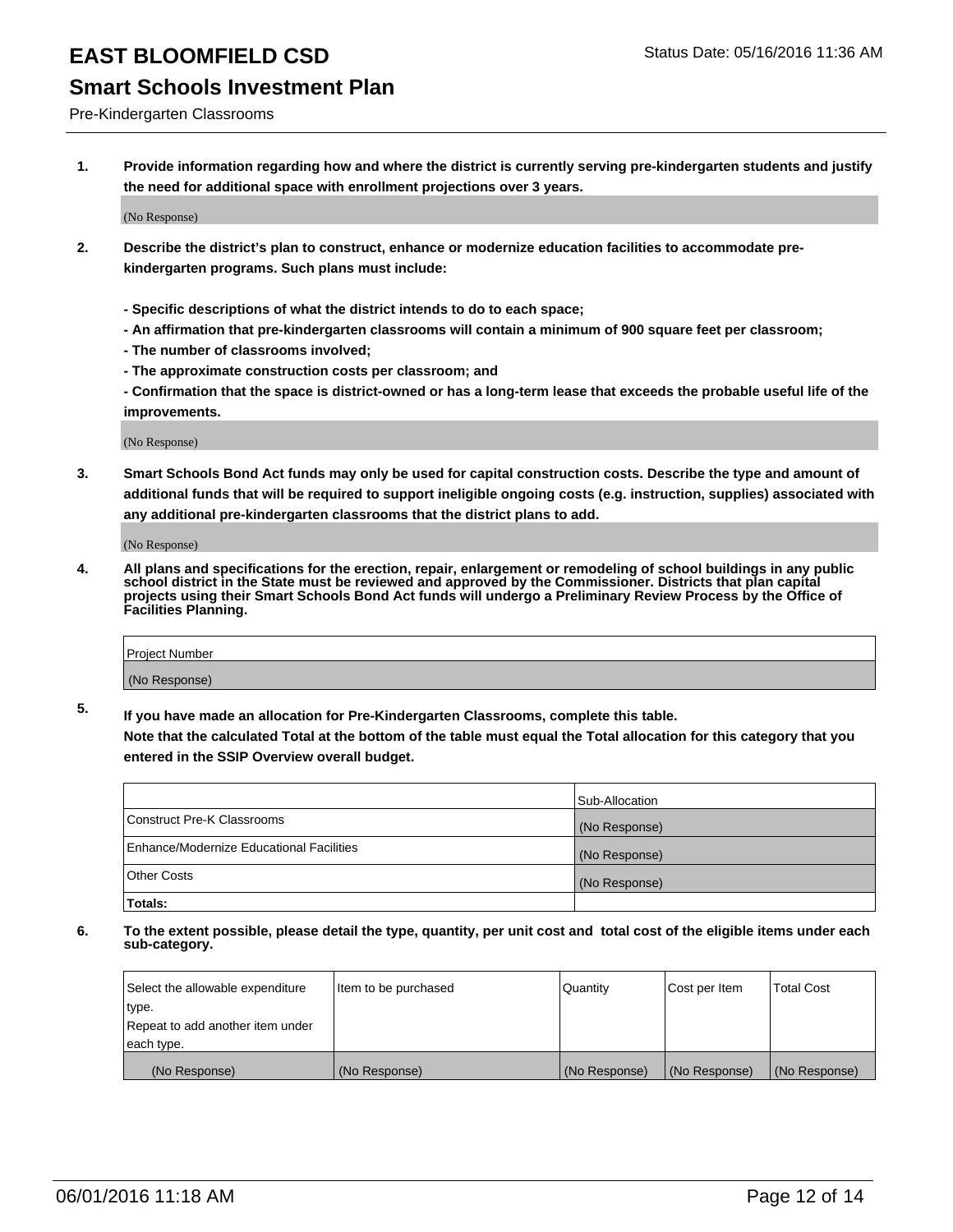# EAST BLOOMFIELD CSD

Status Date: 05/16/2016 11:36 AM

## Smart Schools Investment Plan

Pre-Kindergarten Classrooms

**1. Provide information regarding how and where the district is currently serving pre-kindergarten students and justify the need for additional space with enrollment projections over 3 years.**

(No Response)

**2. Describe the district's plan to construct, enhance or modernize education facilities to accommodate pre-kindergarten programs. Such plans must include:**

**- Specific descriptions of what the district intends to do to each space;**
**- An affirmation that pre-kindergarten classrooms will contain a minimum of 900 square feet per classroom;**
**- The number of classrooms involved;**
**- The approximate construction costs per classroom; and**
**- Confirmation that the space is district-owned or has a long-term lease that exceeds the probable useful life of the improvements.**

(No Response)

**3. Smart Schools Bond Act funds may only be used for capital construction costs. Describe the type and amount of additional funds that will be required to support ineligible ongoing costs (e.g. instruction, supplies) associated with any additional pre-kindergarten classrooms that the district plans to add.**

(No Response)

**4. All plans and specifications for the erection, repair, enlargement or remodeling of school buildings in any public school district in the State must be reviewed and approved by the Commissioner. Districts that plan capital projects using their Smart Schools Bond Act funds will undergo a Preliminary Review Process by the Office of Facilities Planning.**

| Project Number |
|---|
| (No Response) |

**5. If you have made an allocation for Pre-Kindergarten Classrooms, complete this table.**
**Note that the calculated Total at the bottom of the table must equal the Total allocation for this category that you entered in the SSIP Overview overall budget.**

| | Sub-Allocation |
|---|---|
| Construct Pre-K Classrooms | (No Response) |
| Enhance/Modernize Educational Facilities | (No Response) |
| Other Costs | (No Response) |
| **Totals:** | |

**6. To the extent possible, please detail the type, quantity, per unit cost and total cost of the eligible items under each sub-category.**

| Select the allowable expenditure type. Repeat to add another item under each type. | Item to be purchased | Quantity | Cost per Item | Total Cost |
|---|---|---|---|---|
| (No Response) | (No Response) | (No Response) | (No Response) | (No Response) |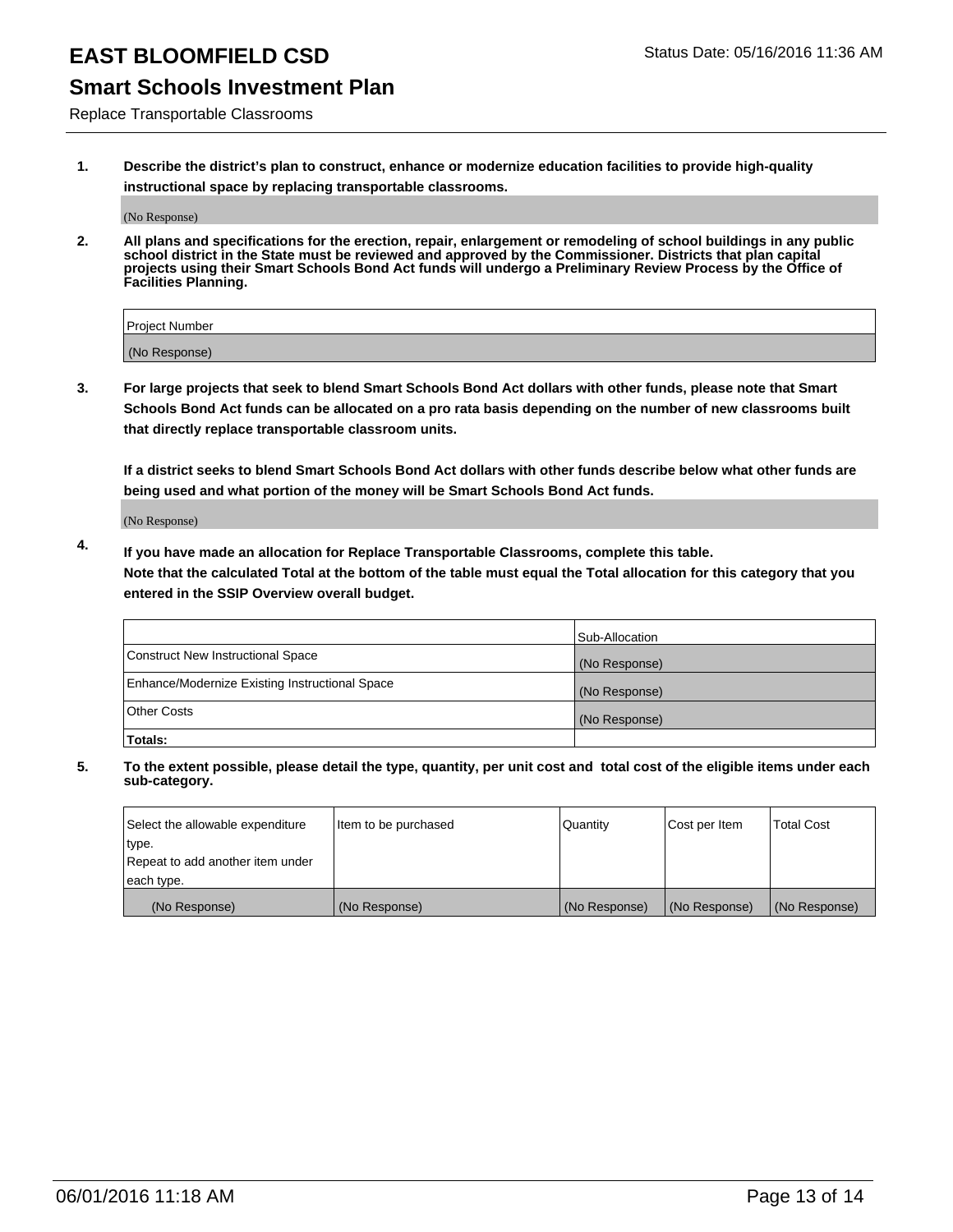# EAST BLOOMFIELD CSD

Status Date: 05/16/2016 11:36 AM

## Smart Schools Investment Plan

Replace Transportable Classrooms

1. **Describe the district's plan to construct, enhance or modernize education facilities to provide high-quality instructional space by replacing transportable classrooms.**

   (No Response)

2. **All plans and specifications for the erection, repair, enlargement or remodeling of school buildings in any public school district in the State must be reviewed and approved by the Commissioner. Districts that plan capital projects using their Smart Schools Bond Act funds will undergo a Preliminary Review Process by the Office of Facilities Planning.**

| Project Number |
|---|
| (No Response) |

3. **For large projects that seek to blend Smart Schools Bond Act dollars with other funds, please note that Smart Schools Bond Act funds can be allocated on a pro rata basis depending on the number of new classrooms built that directly replace transportable classroom units.**

   **If a district seeks to blend Smart Schools Bond Act dollars with other funds describe below what other funds are being used and what portion of the money will be Smart Schools Bond Act funds.**

   (No Response)

4. **If you have made an allocation for Replace Transportable Classrooms, complete this table. Note that the calculated Total at the bottom of the table must equal the Total allocation for this category that you entered in the SSIP Overview overall budget.**

| | Sub-Allocation |
|---|---|
| Construct New Instructional Space | (No Response) |
| Enhance/Modernize Existing Instructional Space | (No Response) |
| Other Costs | (No Response) |
| **Totals:** | |

5. **To the extent possible, please detail the type, quantity, per unit cost and total cost of the eligible items under each sub-category.**

| Select the allowable expenditure type. Repeat to add another item under each type. | Item to be purchased | Quantity | Cost per Item | Total Cost |
|---|---|---|---|---|
| (No Response) | (No Response) | (No Response) | (No Response) | (No Response) |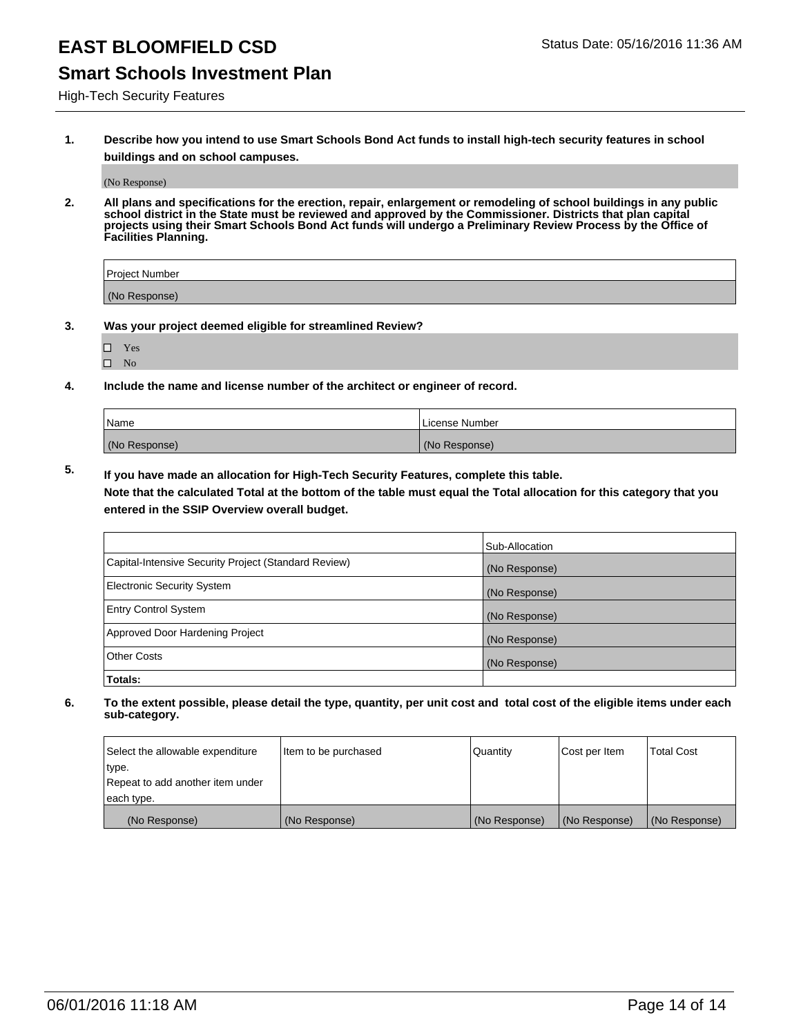# EAST BLOOMFIELD CSD

Status Date: 05/16/2016 11:36 AM

## Smart Schools Investment Plan

High-Tech Security Features

**1. Describe how you intend to use Smart Schools Bond Act funds to install high-tech security features in school buildings and on school campuses.**

(No Response)

**2. All plans and specifications for the erection, repair, enlargement or remodeling of school buildings in any public school district in the State must be reviewed and approved by the Commissioner. Districts that plan capital projects using their Smart Schools Bond Act funds will undergo a Preliminary Review Process by the Office of Facilities Planning.**

| Project Number |
|---|
| (No Response) |

**3. Was your project deemed eligible for streamlined Review?**

- ☐ Yes
- ☐ No

**4. Include the name and license number of the architect or engineer of record.**

| Name | License Number |
|---|---|
| (No Response) | (No Response) |

**5. If you have made an allocation for High-Tech Security Features, complete this table.**
**Note that the calculated Total at the bottom of the table must equal the Total allocation for this category that you entered in the SSIP Overview overall budget.**

| | Sub-Allocation |
|---|---|
| Capital-Intensive Security Project (Standard Review) | (No Response) |
| Electronic Security System | (No Response) |
| Entry Control System | (No Response) |
| Approved Door Hardening Project | (No Response) |
| Other Costs | (No Response) |
| **Totals:** | |

**6. To the extent possible, please detail the type, quantity, per unit cost and total cost of the eligible items under each sub-category.**

| Select the allowable expenditure type. Repeat to add another item under each type. | Item to be purchased | Quantity | Cost per Item | Total Cost |
|---|---|---|---|---|
| (No Response) | (No Response) | (No Response) | (No Response) | (No Response) |